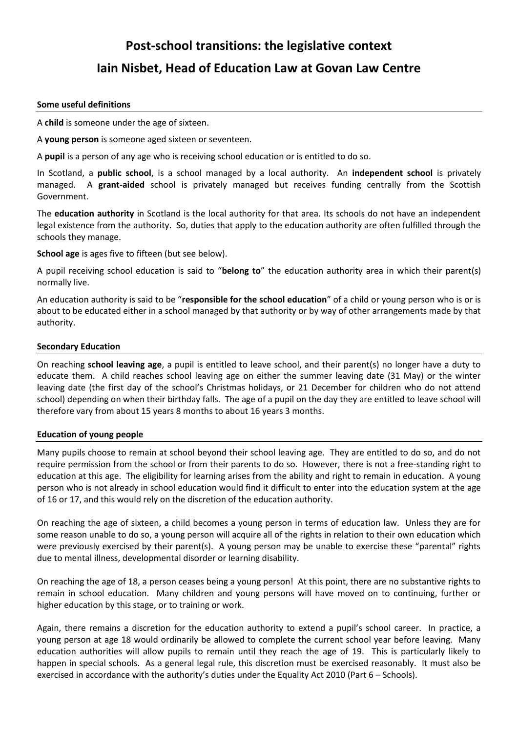# Post-school transitions: the legislative context

## Iain Nisbet, Head of Education Law at Govan Law Centre

### Some useful definitions

A **child** is someone under the age of sixteen.

A **young person** is someone aged sixteen or seventeen.

A **pupil** is a person of any age who is receiving school education or is entitled to do so.

In Scotland, a **public school**, is a school managed by a local authority. An **independent school** is privately managed. A **grant-aided** school is privately managed but receives funding centrally from the Scottish Government.

The **education authority** in Scotland is the local authority for that area. Its schools do not have an independent legal existence from the authority. So, duties that apply to the education authority are often fulfilled through the schools they manage.

**School age** is ages five to fifteen (but see below).

A pupil receiving school education is said to "**belong to**" the education authority area in which their parent(s) normally live.

An education authority is said to be "**responsible for the school education**" of a child or young person who is or is about to be educated either in a school managed by that authority or by way of other arrangements made by that authority.

### Secondary Education

On reaching **school leaving age**, a pupil is entitled to leave school, and their parent(s) no longer have a duty to educate them. A child reaches school leaving age on either the summer leaving date (31 May) or the winter leaving date (the first day of the school's Christmas holidays, or 21 December for children who do not attend school) depending on when their birthday falls. The age of a pupil on the day they are entitled to leave school will therefore vary from about 15 years 8 months to about 16 years 3 months.

### Education of young people

Many pupils choose to remain at school beyond their school leaving age. They are entitled to do so, and do not require permission from the school or from their parents to do so. However, there is not a free-standing right to education at this age. The eligibility for learning arises from the ability and right to remain in education. A young person who is not already in school education would find it difficult to enter into the education system at the age of 16 or 17, and this would rely on the discretion of the education authority.

On reaching the age of sixteen, a child becomes a young person in terms of education law. Unless they are for some reason unable to do so, a young person will acquire all of the rights in relation to their own education which were previously exercised by their parent(s). A young person may be unable to exercise these "parental" rights due to mental illness, developmental disorder or learning disability.

On reaching the age of 18, a person ceases being a young person! At this point, there are no substantive rights to remain in school education. Many children and young persons will have moved on to continuing, further or higher education by this stage, or to training or work.

Again, there remains a discretion for the education authority to extend a pupil's school career. In practice, a young person at age 18 would ordinarily be allowed to complete the current school year before leaving. Many education authorities will allow pupils to remain until they reach the age of 19. This is particularly likely to happen in special schools. As a general legal rule, this discretion must be exercised reasonably. It must also be exercised in accordance with the authority's duties under the Equality Act 2010 (Part 6 – Schools).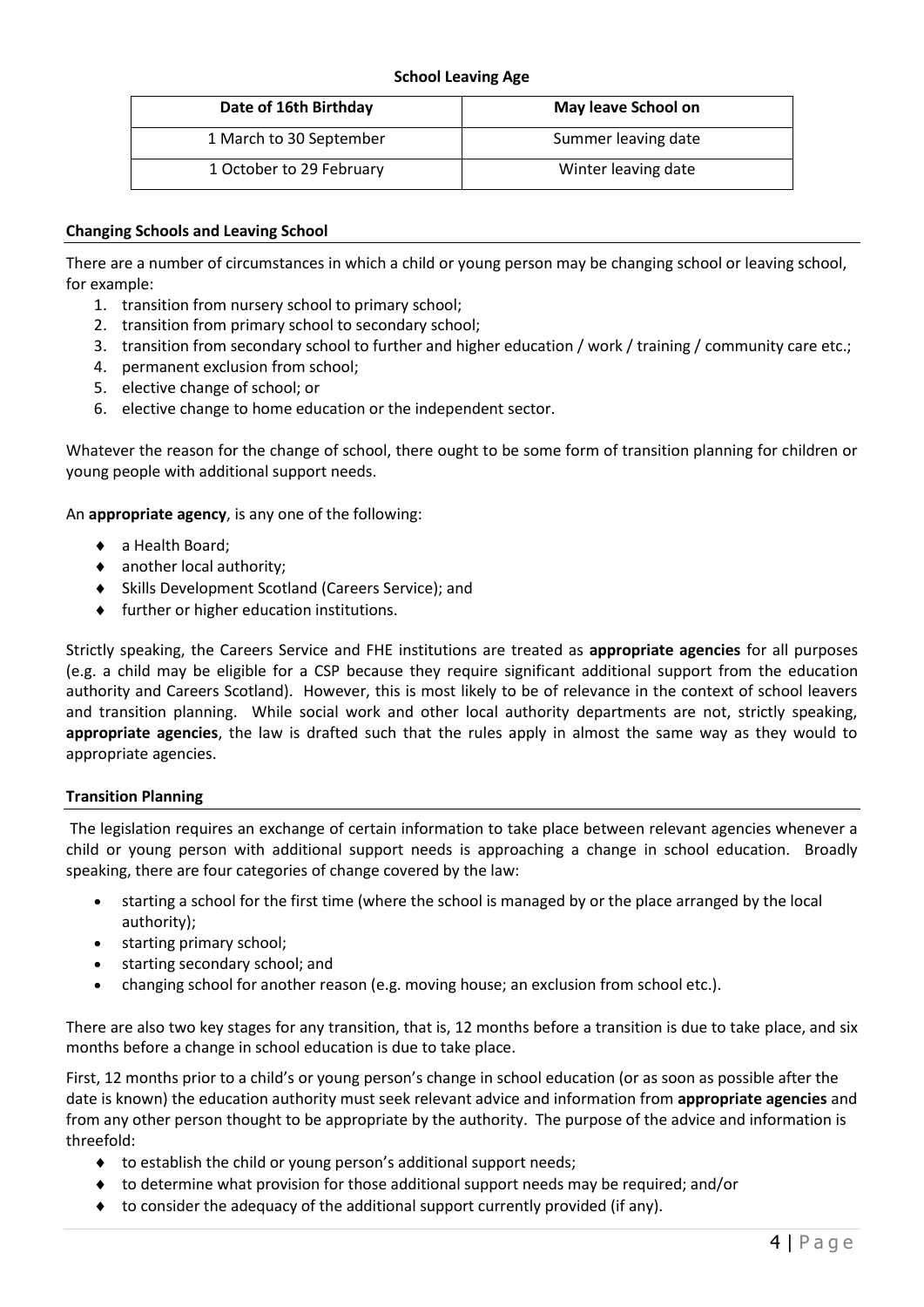**School Leaving Age**

| Date of 16th Birthday | May leave School on |
| --- | --- |
| 1 March to 30 September | Summer leaving date |
| 1 October to 29 February | Winter leaving date |

### Changing Schools and Leaving School

There are a number of circumstances in which a child or young person may be changing school or leaving school, for example:

1. transition from nursery school to primary school;
2. transition from primary school to secondary school;
3. transition from secondary school to further and higher education / work / training / community care etc.;
4. permanent exclusion from school;
5. elective change of school; or
6. elective change to home education or the independent sector.

Whatever the reason for the change of school, there ought to be some form of transition planning for children or young people with additional support needs.

An **appropriate agency**, is any one of the following:

- a Health Board;
- another local authority;
- Skills Development Scotland (Careers Service); and
- further or higher education institutions.

Strictly speaking, the Careers Service and FHE institutions are treated as **appropriate agencies** for all purposes (e.g. a child may be eligible for a CSP because they require significant additional support from the education authority and Careers Scotland). However, this is most likely to be of relevance in the context of school leavers and transition planning. While social work and other local authority departments are not, strictly speaking, **appropriate agencies**, the law is drafted such that the rules apply in almost the same way as they would to appropriate agencies.

### Transition Planning

The legislation requires an exchange of certain information to take place between relevant agencies whenever a child or young person with additional support needs is approaching a change in school education. Broadly speaking, there are four categories of change covered by the law:

- starting a school for the first time (where the school is managed by or the place arranged by the local authority);
- starting primary school;
- starting secondary school; and
- changing school for another reason (e.g. moving house; an exclusion from school etc.).

There are also two key stages for any transition, that is, 12 months before a transition is due to take place, and six months before a change in school education is due to take place.

First, 12 months prior to a child's or young person's change in school education (or as soon as possible after the date is known) the education authority must seek relevant advice and information from **appropriate agencies** and from any other person thought to be appropriate by the authority. The purpose of the advice and information is threefold:

- to establish the child or young person's additional support needs;
- to determine what provision for those additional support needs may be required; and/or
- to consider the adequacy of the additional support currently provided (if any).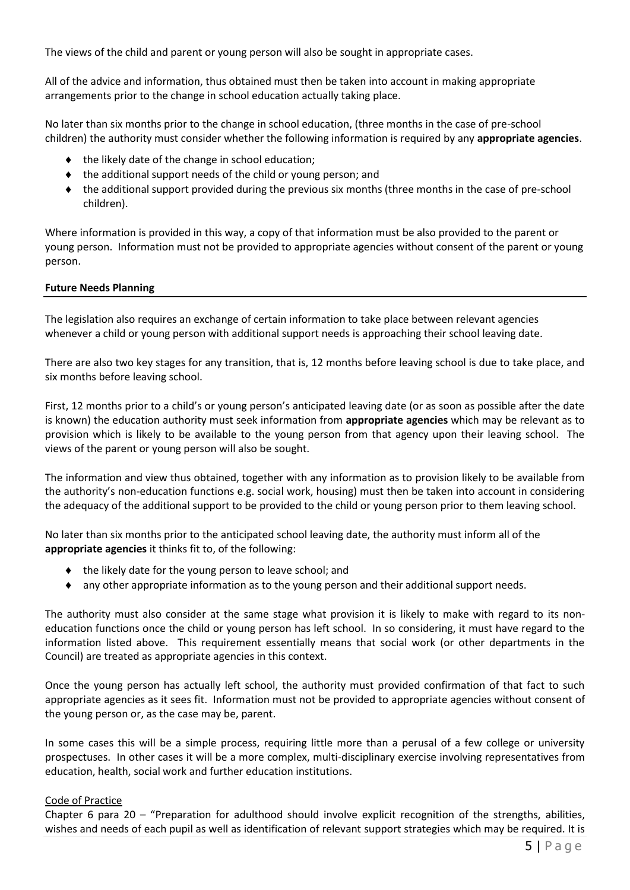The views of the child and parent or young person will also be sought in appropriate cases.

All of the advice and information, thus obtained must then be taken into account in making appropriate arrangements prior to the change in school education actually taking place.

No later than six months prior to the change in school education, (three months in the case of pre-school children) the authority must consider whether the following information is required by any **appropriate agencies**.

- the likely date of the change in school education;
- the additional support needs of the child or young person; and
- the additional support provided during the previous six months (three months in the case of pre-school children).

Where information is provided in this way, a copy of that information must be also provided to the parent or young person. Information must not be provided to appropriate agencies without consent of the parent or young person.

**Future Needs Planning**

The legislation also requires an exchange of certain information to take place between relevant agencies whenever a child or young person with additional support needs is approaching their school leaving date.

There are also two key stages for any transition, that is, 12 months before leaving school is due to take place, and six months before leaving school.

First, 12 months prior to a child's or young person's anticipated leaving date (or as soon as possible after the date is known) the education authority must seek information from **appropriate agencies** which may be relevant as to provision which is likely to be available to the young person from that agency upon their leaving school. The views of the parent or young person will also be sought.

The information and view thus obtained, together with any information as to provision likely to be available from the authority's non-education functions e.g. social work, housing) must then be taken into account in considering the adequacy of the additional support to be provided to the child or young person prior to them leaving school.

No later than six months prior to the anticipated school leaving date, the authority must inform all of the **appropriate agencies** it thinks fit to, of the following:

- the likely date for the young person to leave school; and
- any other appropriate information as to the young person and their additional support needs.

The authority must also consider at the same stage what provision it is likely to make with regard to its non-education functions once the child or young person has left school. In so considering, it must have regard to the information listed above. This requirement essentially means that social work (or other departments in the Council) are treated as appropriate agencies in this context.

Once the young person has actually left school, the authority must provided confirmation of that fact to such appropriate agencies as it sees fit. Information must not be provided to appropriate agencies without consent of the young person or, as the case may be, parent.

In some cases this will be a simple process, requiring little more than a perusal of a few college or university prospectuses. In other cases it will be a more complex, multi-disciplinary exercise involving representatives from education, health, social work and further education institutions.

Code of Practice

Chapter 6 para 20 – "Preparation for adulthood should involve explicit recognition of the strengths, abilities, wishes and needs of each pupil as well as identification of relevant support strategies which may be required. It is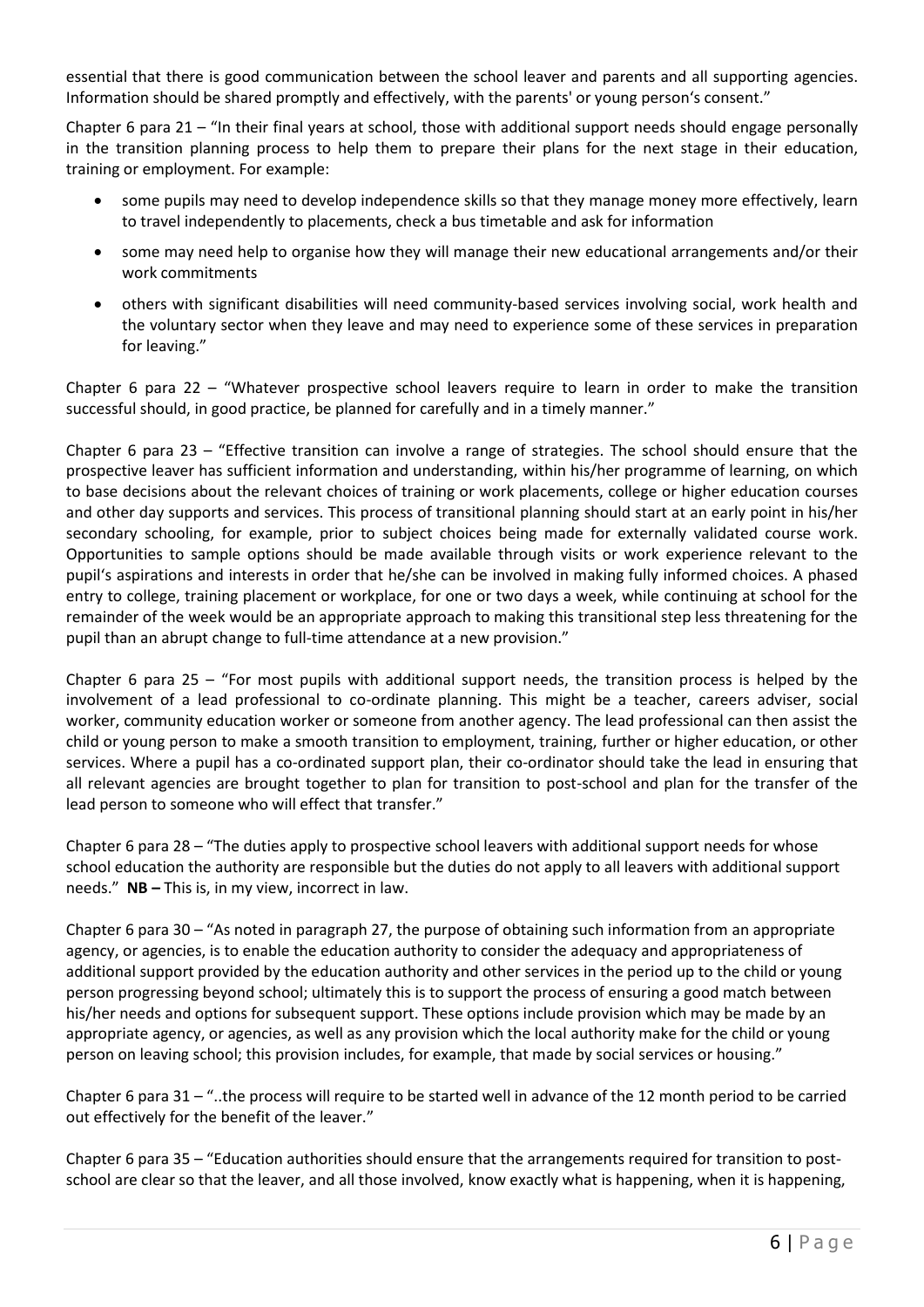essential that there is good communication between the school leaver and parents and all supporting agencies. Information should be shared promptly and effectively, with the parents' or young person's consent."

Chapter 6 para 21 – "In their final years at school, those with additional support needs should engage personally in the transition planning process to help them to prepare their plans for the next stage in their education, training or employment. For example:

- some pupils may need to develop independence skills so that they manage money more effectively, learn to travel independently to placements, check a bus timetable and ask for information
- some may need help to organise how they will manage their new educational arrangements and/or their work commitments
- others with significant disabilities will need community-based services involving social, work health and the voluntary sector when they leave and may need to experience some of these services in preparation for leaving."

Chapter 6 para 22 – "Whatever prospective school leavers require to learn in order to make the transition successful should, in good practice, be planned for carefully and in a timely manner."

Chapter 6 para 23 – "Effective transition can involve a range of strategies. The school should ensure that the prospective leaver has sufficient information and understanding, within his/her programme of learning, on which to base decisions about the relevant choices of training or work placements, college or higher education courses and other day supports and services. This process of transitional planning should start at an early point in his/her secondary schooling, for example, prior to subject choices being made for externally validated course work. Opportunities to sample options should be made available through visits or work experience relevant to the pupil's aspirations and interests in order that he/she can be involved in making fully informed choices. A phased entry to college, training placement or workplace, for one or two days a week, while continuing at school for the remainder of the week would be an appropriate approach to making this transitional step less threatening for the pupil than an abrupt change to full-time attendance at a new provision."

Chapter 6 para 25 – "For most pupils with additional support needs, the transition process is helped by the involvement of a lead professional to co-ordinate planning. This might be a teacher, careers adviser, social worker, community education worker or someone from another agency. The lead professional can then assist the child or young person to make a smooth transition to employment, training, further or higher education, or other services. Where a pupil has a co-ordinated support plan, their co-ordinator should take the lead in ensuring that all relevant agencies are brought together to plan for transition to post-school and plan for the transfer of the lead person to someone who will effect that transfer."

Chapter 6 para 28 – "The duties apply to prospective school leavers with additional support needs for whose school education the authority are responsible but the duties do not apply to all leavers with additional support needs." **NB –** This is, in my view, incorrect in law.

Chapter 6 para 30 – "As noted in paragraph 27, the purpose of obtaining such information from an appropriate agency, or agencies, is to enable the education authority to consider the adequacy and appropriateness of additional support provided by the education authority and other services in the period up to the child or young person progressing beyond school; ultimately this is to support the process of ensuring a good match between his/her needs and options for subsequent support. These options include provision which may be made by an appropriate agency, or agencies, as well as any provision which the local authority make for the child or young person on leaving school; this provision includes, for example, that made by social services or housing."

Chapter 6 para 31 – "..the process will require to be started well in advance of the 12 month period to be carried out effectively for the benefit of the leaver."

Chapter 6 para 35 – "Education authorities should ensure that the arrangements required for transition to post-school are clear so that the leaver, and all those involved, know exactly what is happening, when it is happening,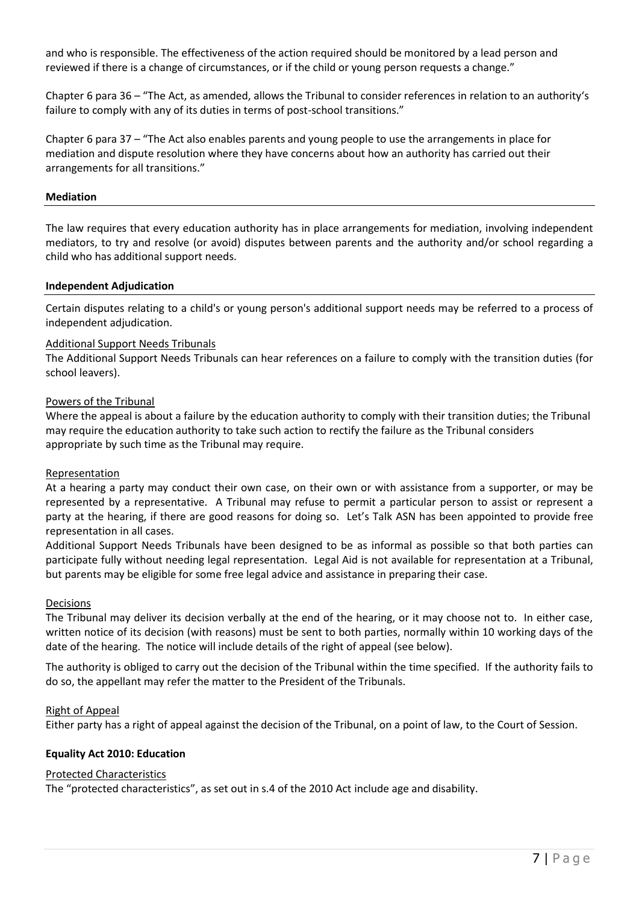and who is responsible. The effectiveness of the action required should be monitored by a lead person and reviewed if there is a change of circumstances, or if the child or young person requests a change."

Chapter 6 para 36 – "The Act, as amended, allows the Tribunal to consider references in relation to an authority's failure to comply with any of its duties in terms of post-school transitions."

Chapter 6 para 37 – "The Act also enables parents and young people to use the arrangements in place for mediation and dispute resolution where they have concerns about how an authority has carried out their arrangements for all transitions."

**Mediation**

The law requires that every education authority has in place arrangements for mediation, involving independent mediators, to try and resolve (or avoid) disputes between parents and the authority and/or school regarding a child who has additional support needs.

**Independent Adjudication**

Certain disputes relating to a child's or young person's additional support needs may be referred to a process of independent adjudication.

Additional Support Needs Tribunals

The Additional Support Needs Tribunals can hear references on a failure to comply with the transition duties (for school leavers).

Powers of the Tribunal

Where the appeal is about a failure by the education authority to comply with their transition duties; the Tribunal may require the education authority to take such action to rectify the failure as the Tribunal considers appropriate by such time as the Tribunal may require.

Representation

At a hearing a party may conduct their own case, on their own or with assistance from a supporter, or may be represented by a representative. A Tribunal may refuse to permit a particular person to assist or represent a party at the hearing, if there are good reasons for doing so. Let's Talk ASN has been appointed to provide free representation in all cases.

Additional Support Needs Tribunals have been designed to be as informal as possible so that both parties can participate fully without needing legal representation. Legal Aid is not available for representation at a Tribunal, but parents may be eligible for some free legal advice and assistance in preparing their case.

Decisions

The Tribunal may deliver its decision verbally at the end of the hearing, or it may choose not to. In either case, written notice of its decision (with reasons) must be sent to both parties, normally within 10 working days of the date of the hearing. The notice will include details of the right of appeal (see below).

The authority is obliged to carry out the decision of the Tribunal within the time specified. If the authority fails to do so, the appellant may refer the matter to the President of the Tribunals.

Right of Appeal

Either party has a right of appeal against the decision of the Tribunal, on a point of law, to the Court of Session.

**Equality Act 2010: Education**

Protected Characteristics

The "protected characteristics", as set out in s.4 of the 2010 Act include age and disability.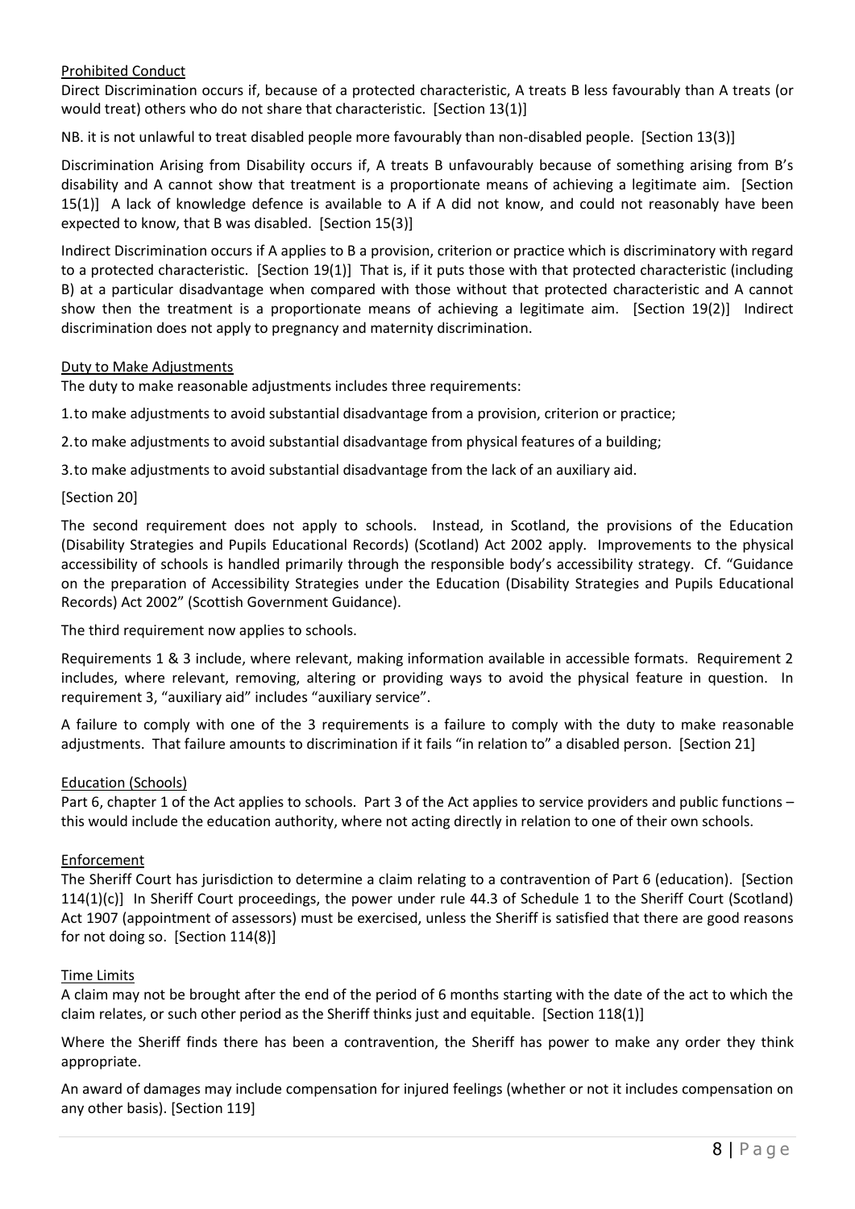## Prohibited Conduct

Direct Discrimination occurs if, because of a protected characteristic, A treats B less favourably than A treats (or would treat) others who do not share that characteristic. [Section 13(1)]

NB. it is not unlawful to treat disabled people more favourably than non-disabled people. [Section 13(3)]

Discrimination Arising from Disability occurs if, A treats B unfavourably because of something arising from B's disability and A cannot show that treatment is a proportionate means of achieving a legitimate aim. [Section 15(1)] A lack of knowledge defence is available to A if A did not know, and could not reasonably have been expected to know, that B was disabled. [Section 15(3)]

Indirect Discrimination occurs if A applies to B a provision, criterion or practice which is discriminatory with regard to a protected characteristic. [Section 19(1)] That is, if it puts those with that protected characteristic (including B) at a particular disadvantage when compared with those without that protected characteristic and A cannot show then the treatment is a proportionate means of achieving a legitimate aim. [Section 19(2)] Indirect discrimination does not apply to pregnancy and maternity discrimination.

## Duty to Make Adjustments

The duty to make reasonable adjustments includes three requirements:

1. to make adjustments to avoid substantial disadvantage from a provision, criterion or practice;
2. to make adjustments to avoid substantial disadvantage from physical features of a building;
3. to make adjustments to avoid substantial disadvantage from the lack of an auxiliary aid.

[Section 20]

The second requirement does not apply to schools. Instead, in Scotland, the provisions of the Education (Disability Strategies and Pupils Educational Records) (Scotland) Act 2002 apply. Improvements to the physical accessibility of schools is handled primarily through the responsible body's accessibility strategy. Cf. "Guidance on the preparation of Accessibility Strategies under the Education (Disability Strategies and Pupils Educational Records) Act 2002" (Scottish Government Guidance).

The third requirement now applies to schools.

Requirements 1 & 3 include, where relevant, making information available in accessible formats. Requirement 2 includes, where relevant, removing, altering or providing ways to avoid the physical feature in question. In requirement 3, "auxiliary aid" includes "auxiliary service".

A failure to comply with one of the 3 requirements is a failure to comply with the duty to make reasonable adjustments. That failure amounts to discrimination if it fails "in relation to" a disabled person. [Section 21]

## Education (Schools)

Part 6, chapter 1 of the Act applies to schools. Part 3 of the Act applies to service providers and public functions – this would include the education authority, where not acting directly in relation to one of their own schools.

## Enforcement

The Sheriff Court has jurisdiction to determine a claim relating to a contravention of Part 6 (education). [Section 114(1)(c)] In Sheriff Court proceedings, the power under rule 44.3 of Schedule 1 to the Sheriff Court (Scotland) Act 1907 (appointment of assessors) must be exercised, unless the Sheriff is satisfied that there are good reasons for not doing so. [Section 114(8)]

## Time Limits

A claim may not be brought after the end of the period of 6 months starting with the date of the act to which the claim relates, or such other period as the Sheriff thinks just and equitable. [Section 118(1)]

Where the Sheriff finds there has been a contravention, the Sheriff has power to make any order they think appropriate.

An award of damages may include compensation for injured feelings (whether or not it includes compensation on any other basis). [Section 119]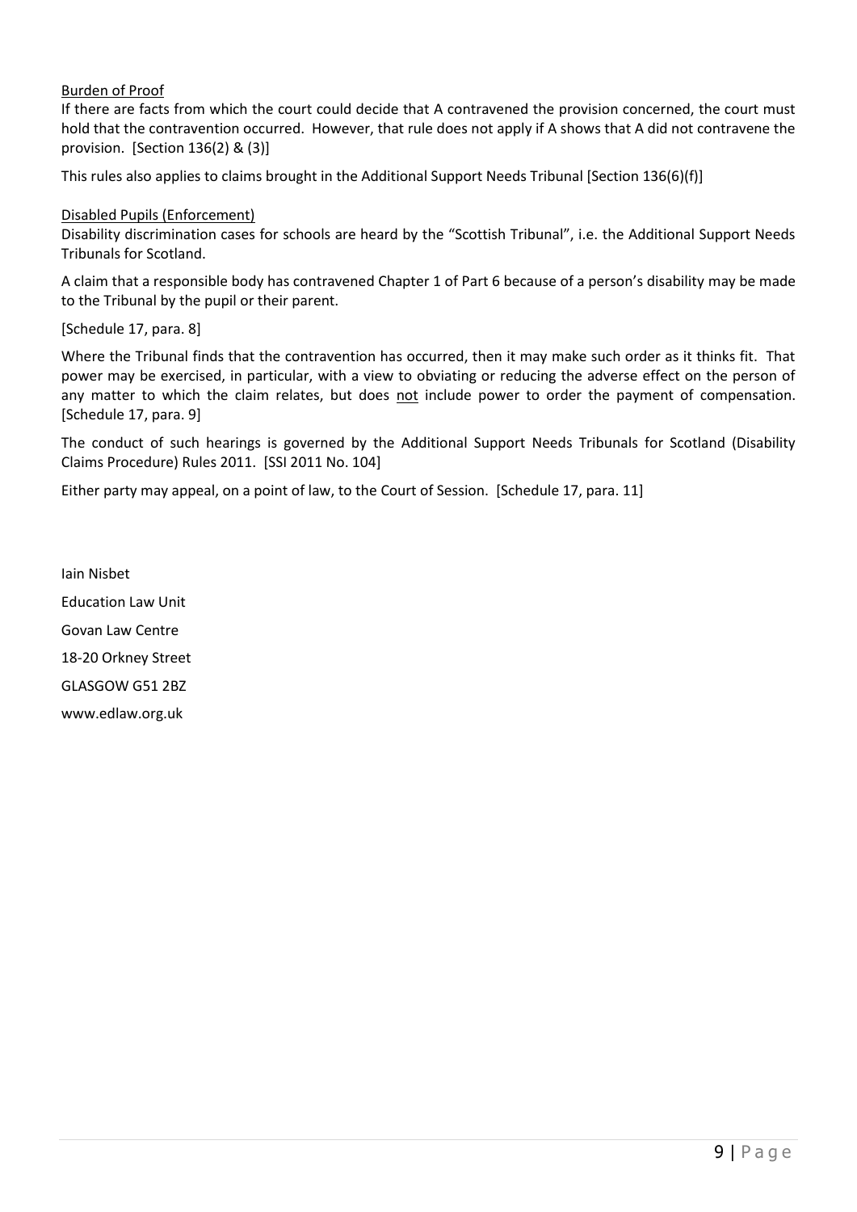Burden of Proof

If there are facts from which the court could decide that A contravened the provision concerned, the court must hold that the contravention occurred. However, that rule does not apply if A shows that A did not contravene the provision. [Section 136(2) & (3)]

This rules also applies to claims brought in the Additional Support Needs Tribunal [Section 136(6)(f)]

Disabled Pupils (Enforcement)

Disability discrimination cases for schools are heard by the "Scottish Tribunal", i.e. the Additional Support Needs Tribunals for Scotland.

A claim that a responsible body has contravened Chapter 1 of Part 6 because of a person's disability may be made to the Tribunal by the pupil or their parent.

[Schedule 17, para. 8]

Where the Tribunal finds that the contravention has occurred, then it may make such order as it thinks fit. That power may be exercised, in particular, with a view to obviating or reducing the adverse effect on the person of any matter to which the claim relates, but does not include power to order the payment of compensation. [Schedule 17, para. 9]

The conduct of such hearings is governed by the Additional Support Needs Tribunals for Scotland (Disability Claims Procedure) Rules 2011. [SSI 2011 No. 104]

Either party may appeal, on a point of law, to the Court of Session. [Schedule 17, para. 11]

Iain Nisbet

Education Law Unit

Govan Law Centre

18-20 Orkney Street

GLASGOW G51 2BZ

www.edlaw.org.uk